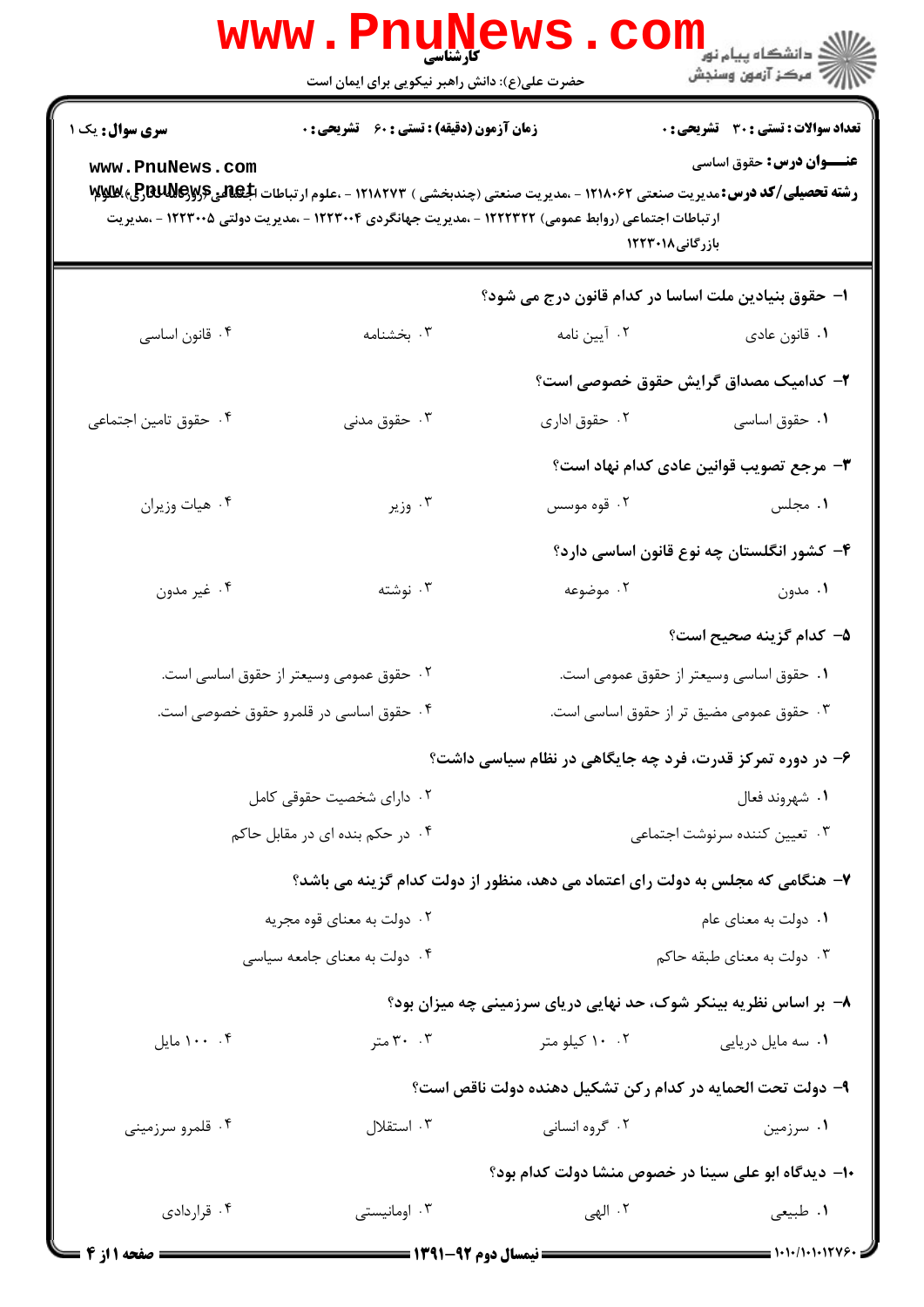کارشناسی

حضرت علی(ع): دانش راهبر نیکویی برای ایمان است

دانشگاه پیام نور
مرکز آزمون وسنجش

**سری سوال:** یک ۱ | **زمان آزمون (دقیقه) : تستی : ۶۰ تشریحی : ۰** | **تعداد سوالات : تستی : ۳۰ تشریحی : ۰**

**عنـــوان درس:** حقوق اساسی

**رشته تحصیلی/کد درس:** مدیریت صنعتی ۱۲۱۸۰۶۲ - ،مدیریت صنعتی (چندبخشی ) ۱۲۱۸۲۷۳ - ،علوم ارتباطات اجتماعی (روزنامه نگاری)، علوم ارتباطات اجتماعی (روابط عمومی) ۱۲۲۲۳۲۲ - ،مدیریت جهانگردی ۱۲۲۳۰۰۴ - ،مدیریت دولتی ۱۲۲۳۰۰۵ - ،مدیریت بازرگانی۱۲۲۳۰۱۸

۱- حقوق بنیادین ملت اساسا در کدام قانون درج می شود؟

۱. قانون عادی
۲. آیین نامه
۳. بخشنامه
۴. قانون اساسی

۲- کدامیک مصداق گرایش حقوق خصوصی است؟

۱. حقوق اساسی
۲. حقوق اداری
۳. حقوق مدنی
۴. حقوق تامین اجتماعی

۳- مرجع تصویب قوانین عادی کدام نهاد است؟

۱. مجلس
۲. قوه موسس
۳. وزیر
۴. هیات وزیران

۴- کشور انگلستان چه نوع قانون اساسی دارد؟

۱. مدون
۲. موضوعه
۳. نوشته
۴. غیر مدون

۵- کدام گزینه صحیح است؟

۱. حقوق اساسی وسیعتر از حقوق عمومی است.
۲. حقوق عمومی وسیعتر از حقوق اساسی است.
۳. حقوق عمومی مضیق تر از حقوق اساسی است.
۴. حقوق اساسی در قلمرو حقوق خصوصی است.

۶- در دوره تمرکز قدرت، فرد چه جایگاهی در نظام سیاسی داشت؟

۱. شهروند فعال
۲. دارای شخصیت حقوقی کامل
۳. تعیین کننده سرنوشت اجتماعی
۴. در حکم بنده ای در مقابل حاکم

۷- هنگامی که مجلس به دولت رای اعتماد می دهد، منظور از دولت کدام گزینه می باشد؟

۱. دولت به معنای عام
۲. دولت به معنای قوه مجریه
۳. دولت به معنای طبقه حاکم
۴. دولت به معنای جامعه سیاسی

۸- بر اساس نظریه بینکر شوک، حد نهایی دریای سرزمینی چه میزان بود؟

۱. سه مایل دریایی
۲. ۱۰ کیلو متر
۳. ۳۰ متر
۴. ۱۰۰ مایل

۹- دولت تحت الحمایه در کدام رکن تشکیل دهنده دولت ناقص است؟

۱. سرزمین
۲. گروه انسانی
۳. استقلال
۴. قلمرو سرزمینی

۱۰- دیدگاه ابو علی سینا در خصوص منشا دولت کدام بود؟

۱. طبیعی
۲. الهی
۳. اومانیستی
۴. قراردادی

نیمسال دوم ۹۲-۱۳۹۱

۱۰۱۰/۱۰۱۰۱۲۷۶۰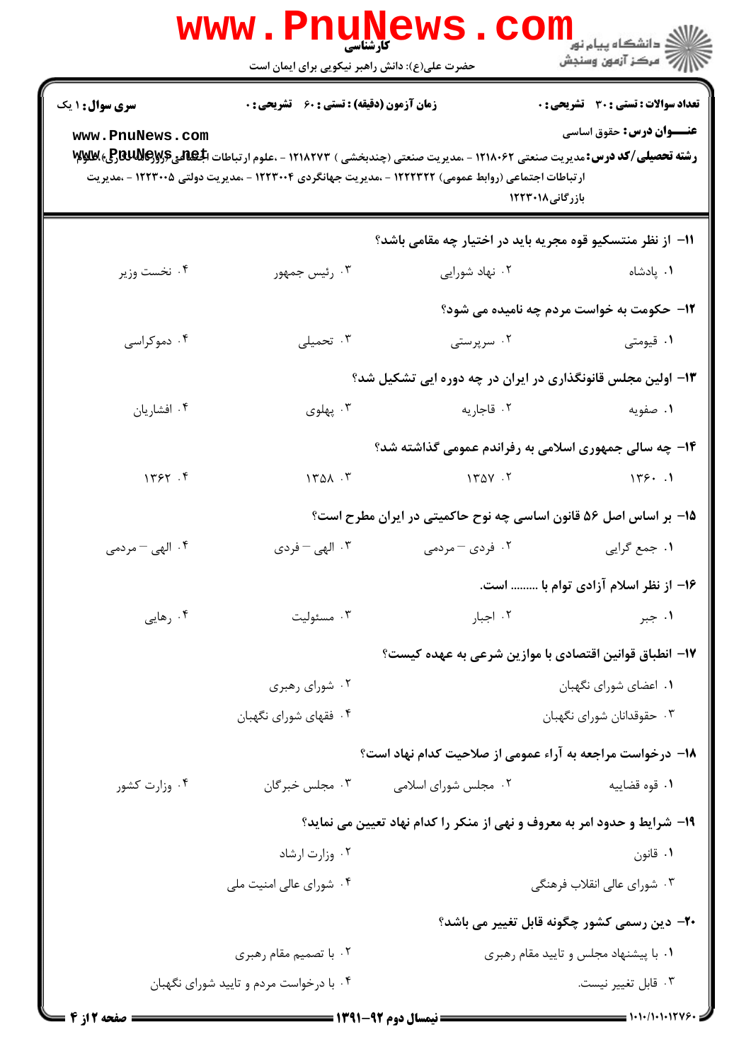**سری سوال:** ۱ یک | **زمان آزمون (دقیقه):** تستی: ۶۰ تشریحی: ۰ | **تعداد سوالات:** تستی: ۳۰ تشریحی: ۰

**عنوان درس:** حقوق اساسی

**رشته تحصیلی/کد درس:** مدیریت صنعتی ۱۲۱۸۰۶۲ - ،مدیریت صنعتی (چندبخشی) ۱۲۱۸۲۷۳ - ،علوم ارتباطات اجتماعی (روزنامه نگاری)، علوم ارتباطات اجتماعی (روابط عمومی) ۱۲۲۲۳۲۲ - ،مدیریت جهانگردی ۱۲۲۳۰۰۴ - ،مدیریت دولتی ۱۲۲۳۰۰۵ - ،مدیریت بازرگانی ۱۲۲۳۰۱۸

۱۱- از نظر منتسکیو قوه مجریه باید در اختیار چه مقامی باشد؟

۱. پادشاه
۲. نهاد شورایی
۳. رئیس جمهور
۴. نخست وزیر

۱۲- حکومت به خواست مردم چه نامیده می شود؟

۱. قیومتی
۲. سرپرستی
۳. تحمیلی
۴. دموکراسی

۱۳- اولین مجلس قانونگذاری در ایران در چه دوره ایی تشکیل شد؟

۱. صفویه
۲. قاجاریه
۳. پهلوی
۴. افشاریان

۱۴- چه سالی جمهوری اسلامی به رفراندم عمومی گذاشته شد؟

۱. ۱۳۶۰
۲. ۱۳۵۷
۳. ۱۳۵۸
۴. ۱۳۶۲

۱۵- بر اساس اصل ۵۶ قانون اساسی چه نوع حاکمیتی در ایران مطرح است؟

۱. جمع گرایی
۲. فردی – مردمی
۳. الهی – فردی
۴. الهی – مردمی

۱۶- از نظر اسلام آزادی توام با ......... است.

۱. جبر
۲. اجبار
۳. مسئولیت
۴. رهایی

۱۷- انطباق قوانین اقتصادی با موازین شرعی به عهده کیست؟

۱. اعضای شورای نگهبان
۲. شورای رهبری
۳. حقوقدانان شورای نگهبان
۴. فقهای شورای نگهبان

۱۸- درخواست مراجعه به آراء عمومی از صلاحیت کدام نهاد است؟

۱. قوه قضاییه
۲. مجلس شورای اسلامی
۳. مجلس خبرگان
۴. وزارت کشور

۱۹- شرایط و حدود امر به معروف و نهی از منکر را کدام نهاد تعیین می نماید؟

۱. قانون
۲. وزارت ارشاد
۳. شورای عالی انقلاب فرهنگی
۴. شورای عالی امنیت ملی

۲۰- دین رسمی کشور چگونه قابل تغییر می باشد؟

۱. با پیشنهاد مجلس و تایید مقام رهبری
۲. با تصمیم مقام رهبری
۳. قابل تغییر نیست.
۴. با درخواست مردم و تایید شورای نگهبان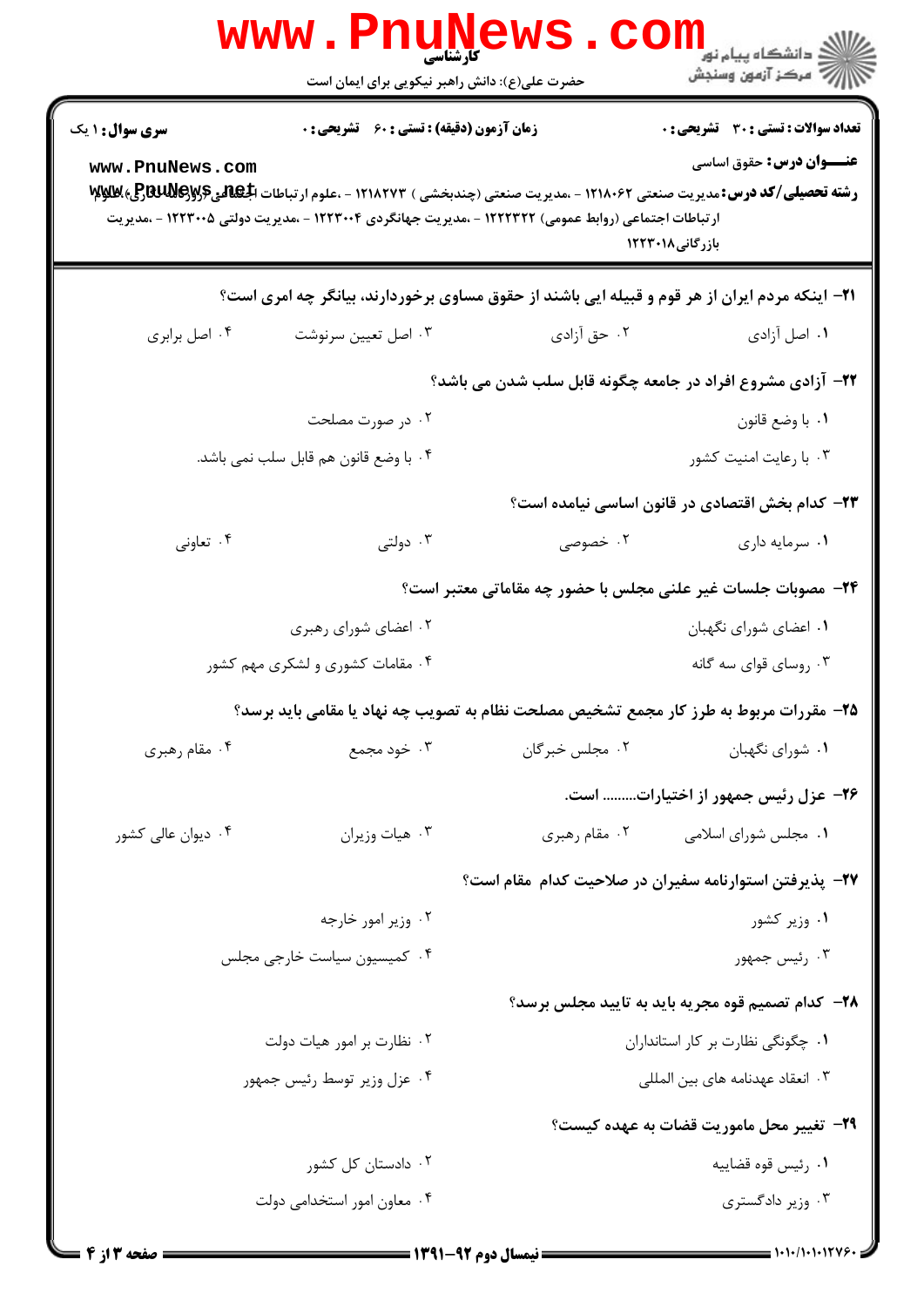**سری سوال:** ۱ یک

**زمان آزمون (دقیقه) : تستی :** ۶۰ **تشریحی :** ۰

**تعداد سوالات : تستی :** ۳۰ **تشریحی :** ۰

**عنـــوان درس:** حقوق اساسی

**رشته تحصیلی/کد درس:** مدیریت صنعتی ۱۲۱۸۰۶۲ - ،مدیریت صنعتی (چندبخشی ) ۱۲۱۸۲۷۳ - ،علوم ارتباطات اجتماعی (روزنامه نگاری)، علوم ارتباطات اجتماعی (روابط عمومی) ۱۲۲۲۳۲۲ - ،مدیریت جهانگردی ۱۲۲۳۰۰۴ - ،مدیریت دولتی ۱۲۲۳۰۰۵ - ،مدیریت بازرگانی۱۲۲۳۰۱۸

---

**۲۱- اینکه مردم ایران از هر قوم و قبیله ایی باشند از حقوق مساوی برخوردارند، بیانگر چه امری است؟**

۱. اصل آزادی
۲. حق آزادی
۳. اصل تعیین سرنوشت
۴. اصل برابری

**۲۲- آزادی مشروع افراد در جامعه چگونه قابل سلب شدن می باشد؟**

۱. با وضع قانون
۲. در صورت مصلحت
۳. با رعایت امنیت کشور
۴. با وضع قانون هم قابل سلب نمی باشد.

**۲۳- کدام بخش اقتصادی در قانون اساسی نیامده است؟**

۱. سرمایه داری
۲. خصوصی
۳. دولتی
۴. تعاونی

**۲۴- مصوبات جلسات غیر علنی مجلس با حضور چه مقاماتی معتبر است؟**

۱. اعضای شورای نگهبان
۲. اعضای شورای رهبری
۳. روسای قوای سه گانه
۴. مقامات کشوری و لشکری مهم کشور

**۲۵- مقررات مربوط به طرز کار مجمع تشخیص مصلحت نظام به تصویب چه نهاد یا مقامی باید برسد؟**

۱. شورای نگهبان
۲. مجلس خبرگان
۳. خود مجمع
۴. مقام رهبری

**۲۶- عزل رئیس جمهور از اختیارات......... است.**

۱. مجلس شورای اسلامی
۲. مقام رهبری
۳. هیات وزیران
۴. دیوان عالی کشور

**۲۷- پذیرفتن استوارنامه سفیران در صلاحیت کدام مقام است؟**

۱. وزیر کشور
۲. وزیر امور خارجه
۳. رئیس جمهور
۴. کمیسیون سیاست خارجی مجلس

**۲۸- کدام تصمیم قوه مجریه باید به تایید مجلس برسد؟**

۱. چگونگی نظارت بر کار استانداران
۲. نظارت بر امور هیات دولت
۳. انعقاد عهدنامه های بین المللی
۴. عزل وزیر توسط رئیس جمهور

**۲۹- تغییر محل ماموریت قضات به عهده کیست؟**

۱. رئیس قوه قضاییه
۲. دادستان کل کشور
۳. وزیر دادگستری
۴. معاون امور استخدامی دولت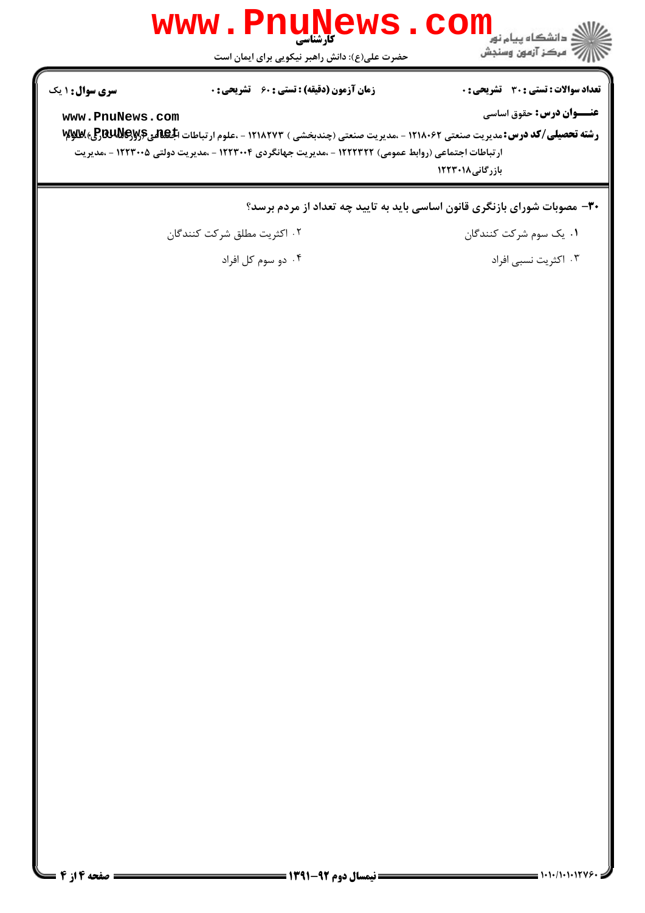**۳۰- مصوبات شورای بازنگری قانون اساسی باید به تایید چه تعداد از مردم برسد؟**

۱. یک سوم شرکت کنندگان

۲. اکثریت مطلق شرکت کنندگان

۳. اکثریت نسبی افراد

۴. دو سوم کل افراد